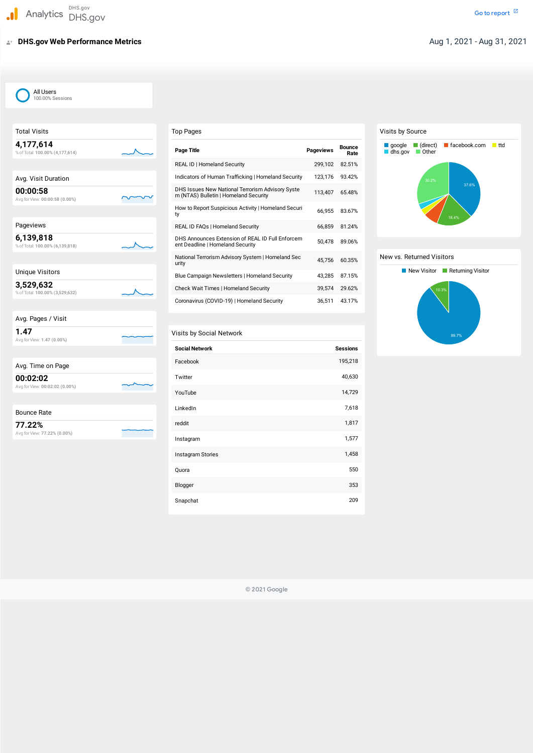Analytics DHS.gov DHS.gov

Go to report

# DHS.gov Web Performance Metrics

Aug 1, 2021 - Aug 31, 2021

All Users
100.00% Sessions

## Total Visits

**4,177,614**
% of Total: 100.00% (4,177,614)

## Avg. Visit Duration

**00:00:58**
Avg for View: 00:00:58 (0.00%)

## Pageviews

**6,139,818**
% of Total: 100.00% (6,139,818)

## Unique Visitors

**3,529,632**
% of Total: 100.00% (3,529,632)

## Avg. Pages / Visit

**1.47**
Avg for View: 1.47 (0.00%)

## Avg. Time on Page

**00:02:02**
Avg for View: 00:02:02 (0.00%)

## Bounce Rate

**77.22%**
Avg for View: 77.22% (0.00%)

## Top Pages

| Page Title | Pageviews | Bounce Rate |
|---|---|---|
| REAL ID \| Homeland Security | 299,102 | 82.51% |
| Indicators of Human Trafficking \| Homeland Security | 123,176 | 93.42% |
| DHS Issues New National Terrorism Advisory System (NTAS) Bulletin \| Homeland Security | 113,407 | 65.48% |
| How to Report Suspicious Activity \| Homeland Security | 66,955 | 83.67% |
| REAL ID FAQs \| Homeland Security | 66,859 | 81.24% |
| DHS Announces Extension of REAL ID Full Enforcement Deadline \| Homeland Security | 50,478 | 89.06% |
| National Terrorism Advisory System \| Homeland Security | 45,756 | 60.35% |
| Blue Campaign Newsletters \| Homeland Security | 43,285 | 87.15% |
| Check Wait Times \| Homeland Security | 39,574 | 29.62% |
| Coronavirus (COVID-19) \| Homeland Security | 36,511 | 43.17% |

## Visits by Social Network

| Social Network | Sessions |
|---|---|
| Facebook | 195,218 |
| Twitter | 40,630 |
| YouTube | 14,729 |
| LinkedIn | 7,618 |
| reddit | 1,817 |
| Instagram | 1,577 |
| Instagram Stories | 1,458 |
| Quora | 550 |
| Blogger | 353 |
| Snapchat | 209 |

## Visits by Source

google, (direct), facebook.com, ttd, dhs.gov, Other

37.6%, 18.4%, 30.2%

## New vs. Returned Visitors

New Visitor, Returning Visitor

89.7%, 10.3%

© 2021 Google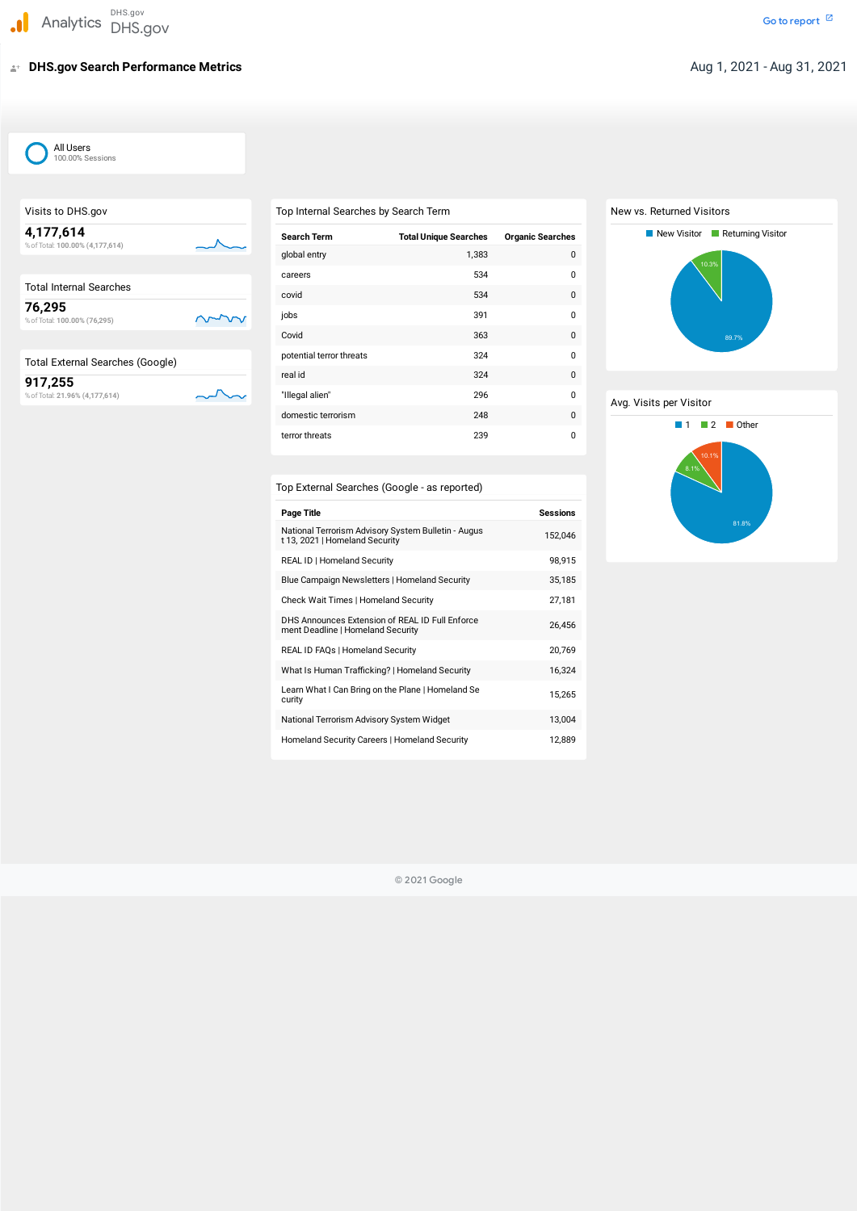Analytics DHS.gov DHS.gov

Go to report

# DHS.gov Search Performance Metrics

Aug 1, 2021 - Aug 31, 2021

All Users
100.00% Sessions

## Visits to DHS.gov

**4,177,614**

% of Total: 100.00% (4,177,614)

## Total Internal Searches

**76,295**

% of Total: 100.00% (76,295)

## Total External Searches (Google)

**917,255**

% of Total: 21.96% (4,177,614)

## Top Internal Searches by Search Term

| Search Term | Total Unique Searches | Organic Searches |
|---|---|---|
| global entry | 1,383 | 0 |
| careers | 534 | 0 |
| covid | 534 | 0 |
| jobs | 391 | 0 |
| Covid | 363 | 0 |
| potential terror threats | 324 | 0 |
| real id | 324 | 0 |
| "Illegal alien" | 296 | 0 |
| domestic terrorism | 248 | 0 |
| terror threats | 239 | 0 |

## Top External Searches (Google - as reported)

| Page Title | Sessions |
|---|---|
| National Terrorism Advisory System Bulletin - August 13, 2021 \| Homeland Security | 152,046 |
| REAL ID \| Homeland Security | 98,915 |
| Blue Campaign Newsletters \| Homeland Security | 35,185 |
| Check Wait Times \| Homeland Security | 27,181 |
| DHS Announces Extension of REAL ID Full Enforcement Deadline \| Homeland Security | 26,456 |
| REAL ID FAQs \| Homeland Security | 20,769 |
| What Is Human Trafficking? \| Homeland Security | 16,324 |
| Learn What I Can Bring on the Plane \| Homeland Security | 15,265 |
| National Terrorism Advisory System Widget | 13,004 |
| Homeland Security Careers \| Homeland Security | 12,889 |

## New vs. Returned Visitors

| Visitor Type | Share |
|---|---|
| New Visitor | 89.7% |
| Returning Visitor | 10.3% |

## Avg. Visits per Visitor

| Visits | Share |
|---|---|
| 1 | 81.8% |
| 2 | 8.1% |
| Other | 10.1% |

© 2021 Google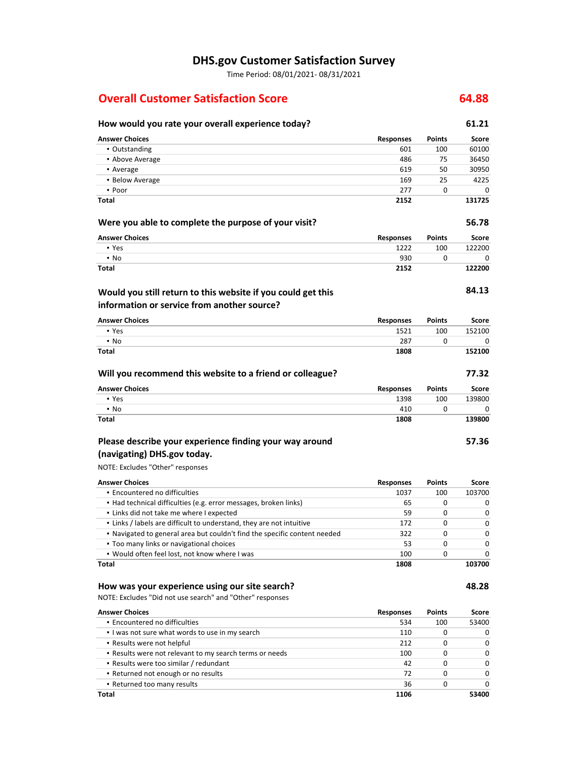# DHS.gov Customer Satisfaction Survey

Time Period: 08/01/2021- 08/31/2021

## Overall Customer Satisfaction Score **64.88**

### How would you rate your overall experience today? **61.21**

| Answer Choices | Responses | Points | Score |
|---|---|---|---|
| ▪ Outstanding | 601 | 100 | 60100 |
| ▪ Above Average | 486 | 75 | 36450 |
| ▪ Average | 619 | 50 | 30950 |
| ▪ Below Average | 169 | 25 | 4225 |
| ▪ Poor | 277 | 0 | 0 |
| **Total** | **2152** | | **131725** |

### Were you able to complete the purpose of your visit? **56.78**

| Answer Choices | Responses | Points | Score |
|---|---|---|---|
| ▪ Yes | 1222 | 100 | 122200 |
| ▪ No | 930 | 0 | 0 |
| **Total** | **2152** | | **122200** |

### Would you still return to this website if you could get this information or service from another source? **84.13**

| Answer Choices | Responses | Points | Score |
|---|---|---|---|
| ▪ Yes | 1521 | 100 | 152100 |
| ▪ No | 287 | 0 | 0 |
| **Total** | **1808** | | **152100** |

### Will you recommend this website to a friend or colleague? **77.32**

| Answer Choices | Responses | Points | Score |
|---|---|---|---|
| ▪ Yes | 1398 | 100 | 139800 |
| ▪ No | 410 | 0 | 0 |
| **Total** | **1808** | | **139800** |

### Please describe your experience finding your way around (navigating) DHS.gov today. **57.36**

NOTE: Excludes "Other" responses

| Answer Choices | Responses | Points | Score |
|---|---|---|---|
| ▪ Encountered no difficulties | 1037 | 100 | 103700 |
| ▪ Had technical difficulties (e.g. error messages, broken links) | 65 | 0 | 0 |
| ▪ Links did not take me where I expected | 59 | 0 | 0 |
| ▪ Links / labels are difficult to understand, they are not intuitive | 172 | 0 | 0 |
| ▪ Navigated to general area but couldn't find the specific content needed | 322 | 0 | 0 |
| ▪ Too many links or navigational choices | 53 | 0 | 0 |
| ▪ Would often feel lost, not know where I was | 100 | 0 | 0 |
| **Total** | **1808** | | **103700** |

### How was your experience using our site search? **48.28**

NOTE: Excludes "Did not use search" and "Other" responses

| Answer Choices | Responses | Points | Score |
|---|---|---|---|
| ▪ Encountered no difficulties | 534 | 100 | 53400 |
| ▪ I was not sure what words to use in my search | 110 | 0 | 0 |
| ▪ Results were not helpful | 212 | 0 | 0 |
| ▪ Results were not relevant to my search terms or needs | 100 | 0 | 0 |
| ▪ Results were too similar / redundant | 42 | 0 | 0 |
| ▪ Returned not enough or no results | 72 | 0 | 0 |
| ▪ Returned too many results | 36 | 0 | 0 |
| **Total** | **1106** | | **53400** |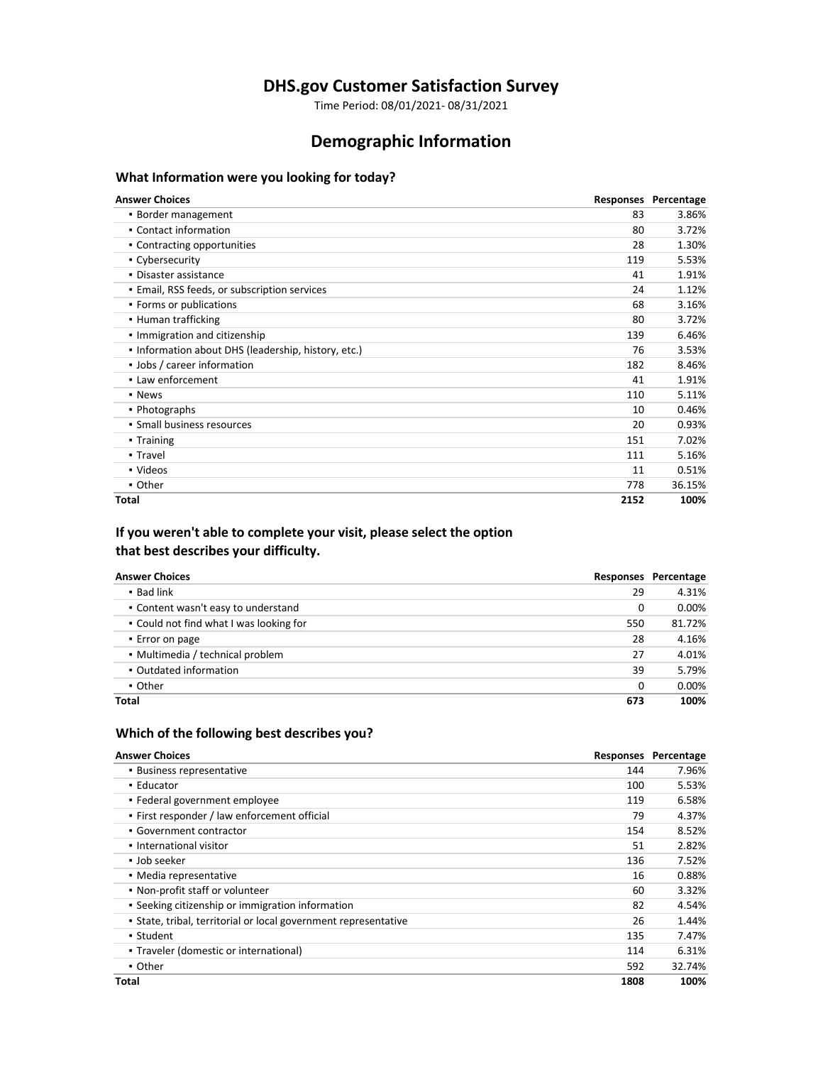# DHS.gov Customer Satisfaction Survey

Time Period: 08/01/2021- 08/31/2021

## Demographic Information

### What Information were you looking for today?

| Answer Choices | Responses | Percentage |
|---|---|---|
| ▪ Border management | 83 | 3.86% |
| ▪ Contact information | 80 | 3.72% |
| ▪ Contracting opportunities | 28 | 1.30% |
| ▪ Cybersecurity | 119 | 5.53% |
| ▪ Disaster assistance | 41 | 1.91% |
| ▪ Email, RSS feeds, or subscription services | 24 | 1.12% |
| ▪ Forms or publications | 68 | 3.16% |
| ▪ Human trafficking | 80 | 3.72% |
| ▪ Immigration and citizenship | 139 | 6.46% |
| ▪ Information about DHS (leadership, history, etc.) | 76 | 3.53% |
| ▪ Jobs / career information | 182 | 8.46% |
| ▪ Law enforcement | 41 | 1.91% |
| ▪ News | 110 | 5.11% |
| ▪ Photographs | 10 | 0.46% |
| ▪ Small business resources | 20 | 0.93% |
| ▪ Training | 151 | 7.02% |
| ▪ Travel | 111 | 5.16% |
| ▪ Videos | 11 | 0.51% |
| ▪ Other | 778 | 36.15% |
| **Total** | **2152** | **100%** |

### If you weren't able to complete your visit, please select the option that best describes your difficulty.

| Answer Choices | Responses | Percentage |
|---|---|---|
| ▪ Bad link | 29 | 4.31% |
| ▪ Content wasn't easy to understand | 0 | 0.00% |
| ▪ Could not find what I was looking for | 550 | 81.72% |
| ▪ Error on page | 28 | 4.16% |
| ▪ Multimedia / technical problem | 27 | 4.01% |
| ▪ Outdated information | 39 | 5.79% |
| ▪ Other | 0 | 0.00% |
| **Total** | **673** | **100%** |

### Which of the following best describes you?

| Answer Choices | Responses | Percentage |
|---|---|---|
| ▪ Business representative | 144 | 7.96% |
| ▪ Educator | 100 | 5.53% |
| ▪ Federal government employee | 119 | 6.58% |
| ▪ First responder / law enforcement official | 79 | 4.37% |
| ▪ Government contractor | 154 | 8.52% |
| ▪ International visitor | 51 | 2.82% |
| ▪ Job seeker | 136 | 7.52% |
| ▪ Media representative | 16 | 0.88% |
| ▪ Non-profit staff or volunteer | 60 | 3.32% |
| ▪ Seeking citizenship or immigration information | 82 | 4.54% |
| ▪ State, tribal, territorial or local government representative | 26 | 1.44% |
| ▪ Student | 135 | 7.47% |
| ▪ Traveler (domestic or international) | 114 | 6.31% |
| ▪ Other | 592 | 32.74% |
| **Total** | **1808** | **100%** |